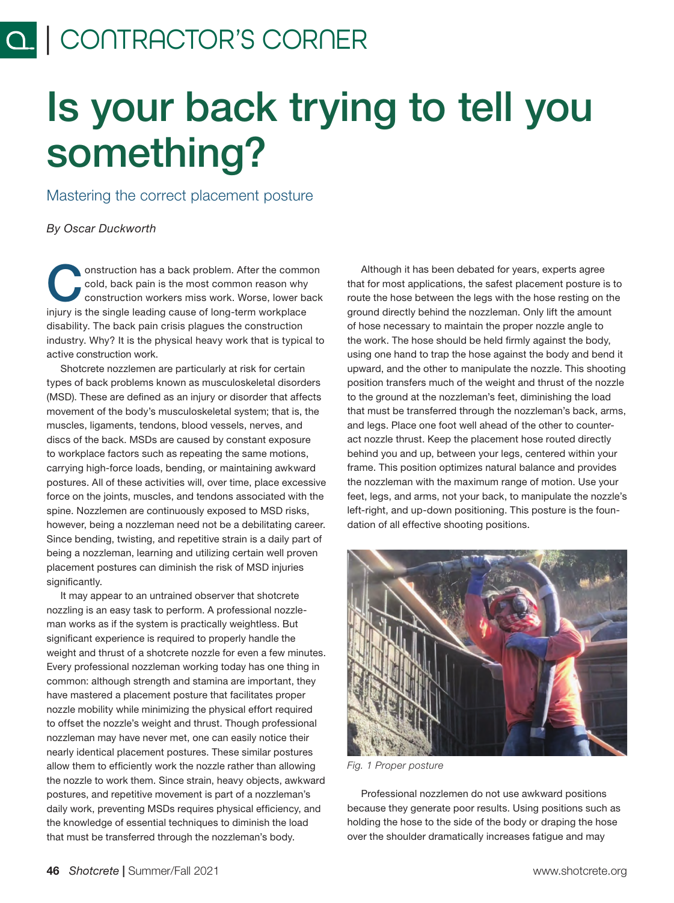# CONTRACTOR'S CORNER

# Is your back trying to tell you something?

## Mastering the correct placement posture

*By Oscar Duckworth*

Construction has a back problem. After the common cold, back pain is the most common reason why construction workers miss work. Worse, lower back injury is the single leading cause of long-term workplace disability. The back pain crisis plagues the construction industry. Why? It is the physical heavy work that is typical to active construction work.

Shotcrete nozzlemen are particularly at risk for certain types of back problems known as musculoskeletal disorders (MSD). These are defined as an injury or disorder that affects movement of the body's musculoskeletal system; that is, the muscles, ligaments, tendons, blood vessels, nerves, and discs of the back. MSDs are caused by constant exposure to workplace factors such as repeating the same motions, carrying high-force loads, bending, or maintaining awkward postures. All of these activities will, over time, place excessive force on the joints, muscles, and tendons associated with the spine. Nozzlemen are continuously exposed to MSD risks, however, being a nozzleman need not be a debilitating career. Since bending, twisting, and repetitive strain is a daily part of being a nozzleman, learning and utilizing certain well proven placement postures can diminish the risk of MSD injuries significantly.

It may appear to an untrained observer that shotcrete nozzling is an easy task to perform. A professional nozzleman works as if the system is practically weightless. But significant experience is required to properly handle the weight and thrust of a shotcrete nozzle for even a few minutes. Every professional nozzleman working today has one thing in common: although strength and stamina are important, they have mastered a placement posture that facilitates proper nozzle mobility while minimizing the physical effort required to offset the nozzle's weight and thrust. Though professional nozzleman may have never met, one can easily notice their nearly identical placement postures. These similar postures allow them to efficiently work the nozzle rather than allowing the nozzle to work them. Since strain, heavy objects, awkward postures, and repetitive movement is part of a nozzleman's daily work, preventing MSDs requires physical efficiency, and the knowledge of essential techniques to diminish the load that must be transferred through the nozzleman's body.

Although it has been debated for years, experts agree that for most applications, the safest placement posture is to route the hose between the legs with the hose resting on the ground directly behind the nozzleman. Only lift the amount of hose necessary to maintain the proper nozzle angle to the work. The hose should be held firmly against the body, using one hand to trap the hose against the body and bend it upward, and the other to manipulate the nozzle. This shooting position transfers much of the weight and thrust of the nozzle to the ground at the nozzleman's feet, diminishing the load that must be transferred through the nozzleman's back, arms, and legs. Place one foot well ahead of the other to counteract nozzle thrust. Keep the placement hose routed directly behind you and up, between your legs, centered within your frame. This position optimizes natural balance and provides the nozzleman with the maximum range of motion. Use your feet, legs, and arms, not your back, to manipulate the nozzle's left-right, and up-down positioning. This posture is the foundation of all effective shooting positions.

*Fig. 1 Proper posture*

Professional nozzlemen do not use awkward positions because they generate poor results. Using positions such as holding the hose to the side of the body or draping the hose over the shoulder dramatically increases fatigue and may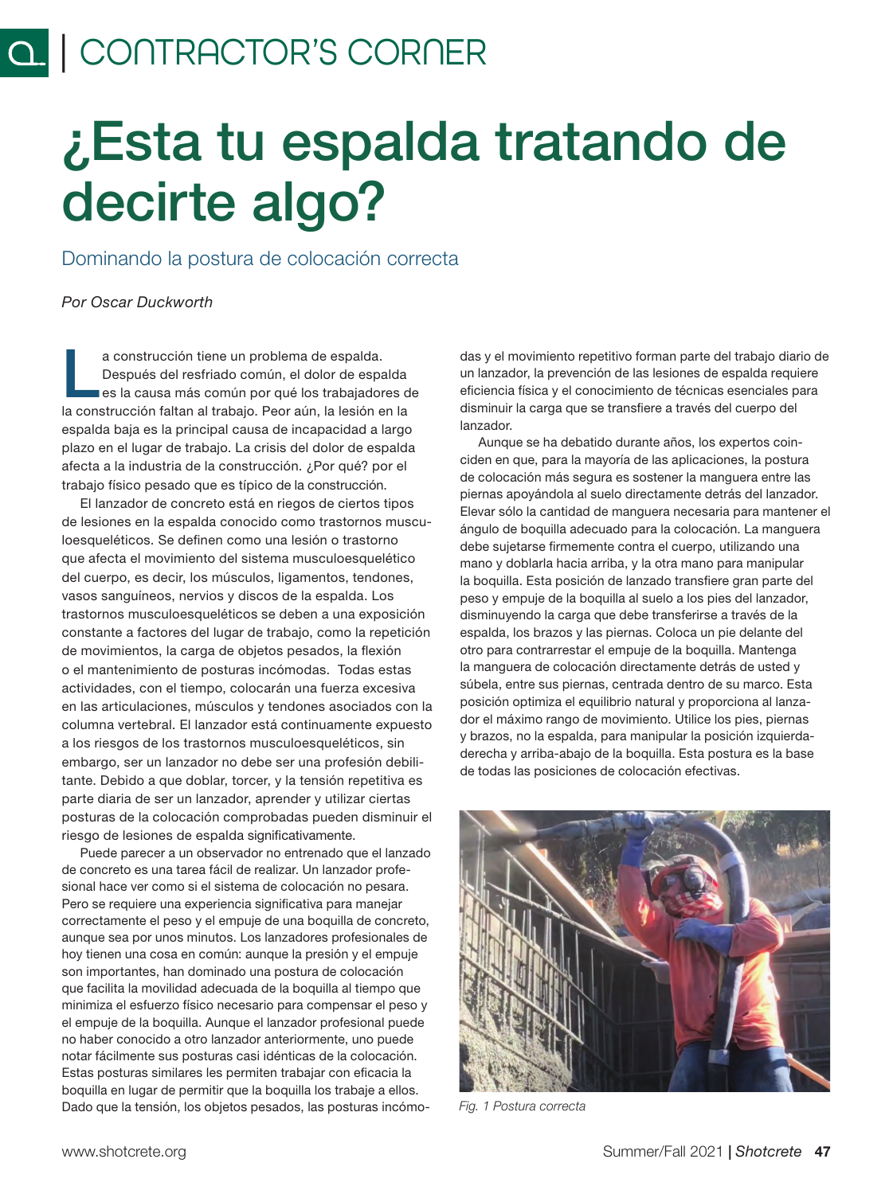# ¿Esta tu espalda tratando de decirte algo?

## Dominando la postura de colocación correcta

*Por Oscar Duckworth*

La construcción tiene un problema de espalda. Después del resfriado común, el dolor de espalda es la causa más común por qué los trabajadores de la construcción faltan al trabajo. Peor aún, la lesión en la espalda baja es la principal causa de incapacidad a largo plazo en el lugar de trabajo. La crisis del dolor de espalda afecta a la industria de la construcción. ¿Por qué? por el trabajo físico pesado que es típico de la construcción.

El lanzador de concreto está en riegos de ciertos tipos de lesiones en la espalda conocido como trastornos musculoesqueléticos. Se definen como una lesión o trastorno que afecta el movimiento del sistema musculoesquelético del cuerpo, es decir, los músculos, ligamentos, tendones, vasos sanguíneos, nervios y discos de la espalda. Los trastornos musculoesqueléticos se deben a una exposición constante a factores del lugar de trabajo, como la repetición de movimientos, la carga de objetos pesados, la flexión o el mantenimiento de posturas incómodas. Todas estas actividades, con el tiempo, colocarán una fuerza excesiva en las articulaciones, músculos y tendones asociados con la columna vertebral. El lanzador está continuamente expuesto a los riesgos de los trastornos musculoesqueléticos, sin embargo, ser un lanzador no debe ser una profesión debilitante. Debido a que doblar, torcer, y la tensión repetitiva es parte diaria de ser un lanzador, aprender y utilizar ciertas posturas de la colocación comprobadas pueden disminuir el riesgo de lesiones de espalda significativamente.

Puede parecer a un observador no entrenado que el lanzado de concreto es una tarea fácil de realizar. Un lanzador profesional hace ver como si el sistema de colocación no pesara. Pero se requiere una experiencia significativa para manejar correctamente el peso y el empuje de una boquilla de concreto, aunque sea por unos minutos. Los lanzadores profesionales de hoy tienen una cosa en común: aunque la presión y el empuje son importantes, han dominado una postura de colocación que facilita la movilidad adecuada de la boquilla al tiempo que minimiza el esfuerzo físico necesario para compensar el peso y el empuje de la boquilla. Aunque el lanzador profesional puede no haber conocido a otro lanzador anteriormente, uno puede notar fácilmente sus posturas casi idénticas de la colocación. Estas posturas similares les permiten trabajar con eficacia la boquilla en lugar de permitir que la boquilla los trabaje a ellos. Dado que la tensión, los objetos pesados, las posturas incómodas y el movimiento repetitivo forman parte del trabajo diario de un lanzador, la prevención de las lesiones de espalda requiere eficiencia física y el conocimiento de técnicas esenciales para disminuir la carga que se transfiere a través del cuerpo del lanzador.

Aunque se ha debatido durante años, los expertos coinciden en que, para la mayoría de las aplicaciones, la postura de colocación más segura es sostener la manguera entre las piernas apoyándola al suelo directamente detrás del lanzador. Elevar sólo la cantidad de manguera necesaria para mantener el ángulo de boquilla adecuado para la colocación. La manguera debe sujetarse firmemente contra el cuerpo, utilizando una mano y doblarla hacia arriba, y la otra mano para manipular la boquilla. Esta posición de lanzado transfiere gran parte del peso y empuje de la boquilla al suelo a los pies del lanzador, disminuyendo la carga que debe transferirse a través de la espalda, los brazos y las piernas. Coloca un pie delante del otro para contrarrestar el empuje de la boquilla. Mantenga la manguera de colocación directamente detrás de usted y súbela, entre sus piernas, centrada dentro de su marco. Esta posición optimiza el equilibrio natural y proporciona al lanzador el máximo rango de movimiento. Utilice los pies, piernas y brazos, no la espalda, para manipular la posición izquierda-derecha y arriba-abajo de la boquilla. Esta postura es la base de todas las posiciones de colocación efectivas.

*Fig. 1 Postura correcta*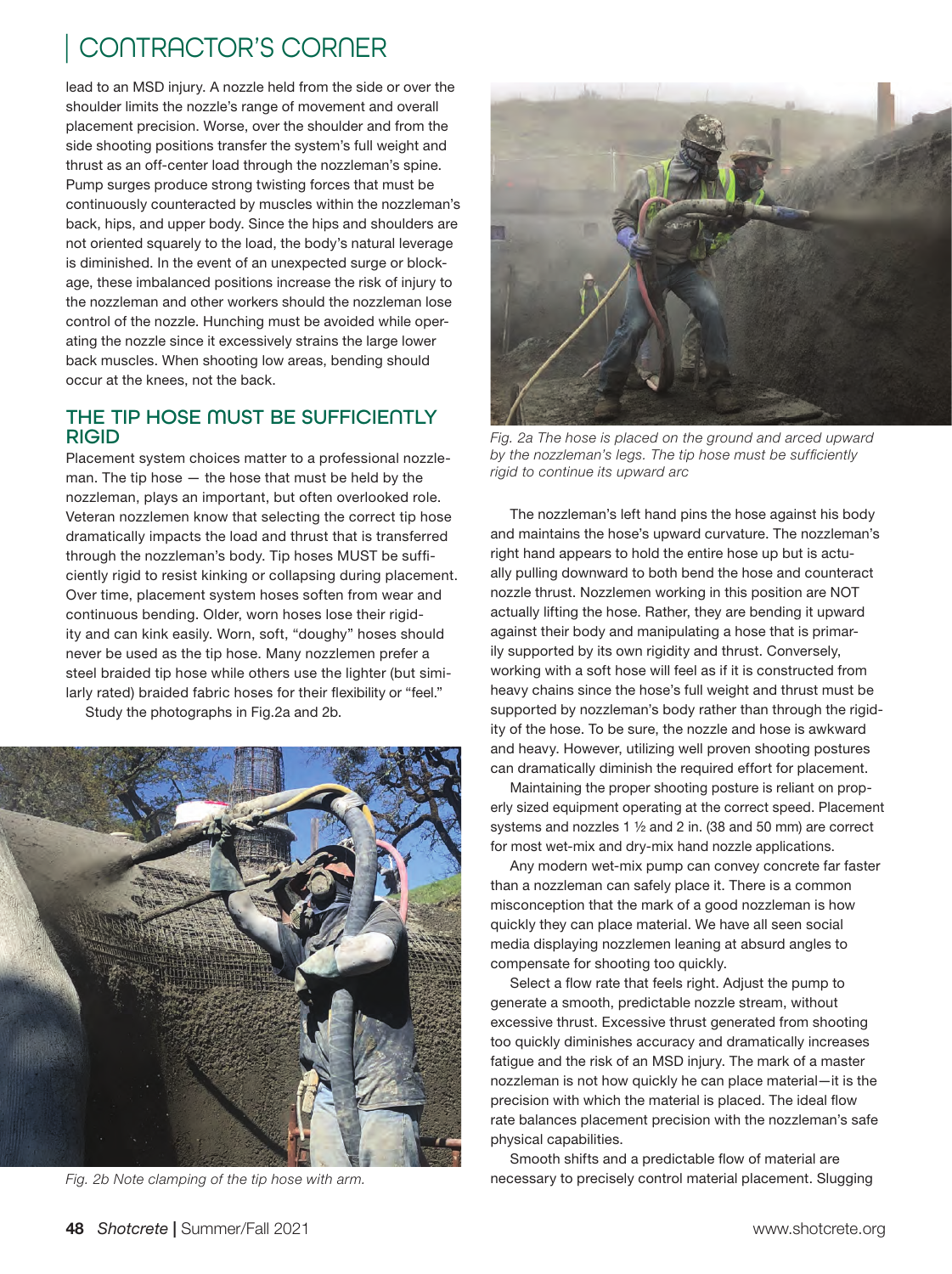lead to an MSD injury. A nozzle held from the side or over the shoulder limits the nozzle's range of movement and overall placement precision. Worse, over the shoulder and from the side shooting positions transfer the system's full weight and thrust as an off-center load through the nozzleman's spine. Pump surges produce strong twisting forces that must be continuously counteracted by muscles within the nozzleman's back, hips, and upper body. Since the hips and shoulders are not oriented squarely to the load, the body's natural leverage is diminished. In the event of an unexpected surge or blockage, these imbalanced positions increase the risk of injury to the nozzleman and other workers should the nozzleman lose control of the nozzle. Hunching must be avoided while operating the nozzle since it excessively strains the large lower back muscles. When shooting low areas, bending should occur at the knees, not the back.

## THE TIP HOSE MUST BE SUFFICIENTLY RIGID

Placement system choices matter to a professional nozzleman. The tip hose — the hose that must be held by the nozzleman, plays an important, but often overlooked role. Veteran nozzlemen know that selecting the correct tip hose dramatically impacts the load and thrust that is transferred through the nozzleman's body. Tip hoses MUST be sufficiently rigid to resist kinking or collapsing during placement. Over time, placement system hoses soften from wear and continuous bending. Older, worn hoses lose their rigidity and can kink easily. Worn, soft, "doughy" hoses should never be used as the tip hose. Many nozzlemen prefer a steel braided tip hose while others use the lighter (but similarly rated) braided fabric hoses for their flexibility or "feel."

Study the photographs in Fig.2a and 2b.

Fig. 2b Note clamping of the tip hose with arm.

Fig. 2a The hose is placed on the ground and arced upward by the nozzleman's legs. The tip hose must be sufficiently rigid to continue its upward arc

The nozzleman's left hand pins the hose against his body and maintains the hose's upward curvature. The nozzleman's right hand appears to hold the entire hose up but is actually pulling downward to both bend the hose and counteract nozzle thrust. Nozzlemen working in this position are NOT actually lifting the hose. Rather, they are bending it upward against their body and manipulating a hose that is primarily supported by its own rigidity and thrust. Conversely, working with a soft hose will feel as if it is constructed from heavy chains since the hose's full weight and thrust must be supported by nozzleman's body rather than through the rigidity of the hose. To be sure, the nozzle and hose is awkward and heavy. However, utilizing well proven shooting postures can dramatically diminish the required effort for placement.

Maintaining the proper shooting posture is reliant on properly sized equipment operating at the correct speed. Placement systems and nozzles 1 ½ and 2 in. (38 and 50 mm) are correct for most wet-mix and dry-mix hand nozzle applications.

Any modern wet-mix pump can convey concrete far faster than a nozzleman can safely place it. There is a common misconception that the mark of a good nozzleman is how quickly they can place material. We have all seen social media displaying nozzlemen leaning at absurd angles to compensate for shooting too quickly.

Select a flow rate that feels right. Adjust the pump to generate a smooth, predictable nozzle stream, without excessive thrust. Excessive thrust generated from shooting too quickly diminishes accuracy and dramatically increases fatigue and the risk of an MSD injury. The mark of a master nozzleman is not how quickly he can place material—it is the precision with which the material is placed. The ideal flow rate balances placement precision with the nozzleman's safe physical capabilities.

Smooth shifts and a predictable flow of material are necessary to precisely control material placement. Slugging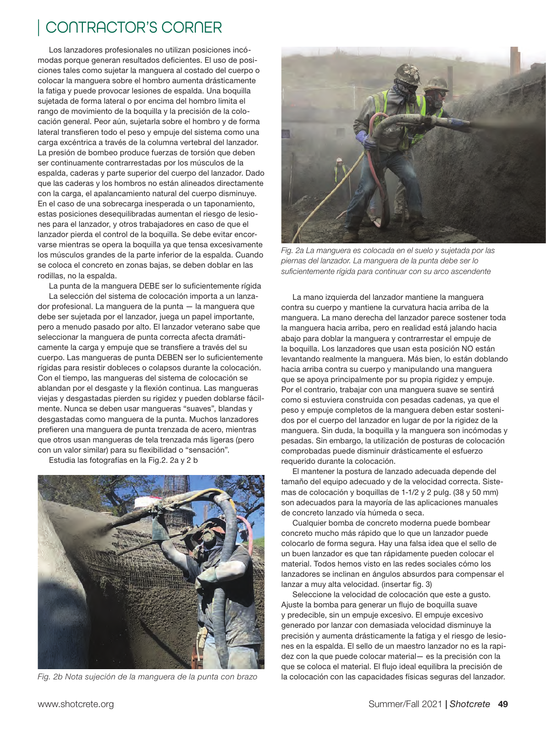# CONTRACTOR'S CORNER

Los lanzadores profesionales no utilizan posiciones incómodas porque generan resultados deficientes. El uso de posiciones tales como sujetar la manguera al costado del cuerpo o colocar la manguera sobre el hombro aumenta drásticamente la fatiga y puede provocar lesiones de espalda. Una boquilla sujetada de forma lateral o por encima del hombro limita el rango de movimiento de la boquilla y la precisión de la colocación general. Peor aún, sujetarla sobre el hombro y de forma lateral transfieren todo el peso y empuje del sistema como una carga excéntrica a través de la columna vertebral del lanzador. La presión de bombeo produce fuerzas de torsión que deben ser continuamente contrarrestadas por los músculos de la espalda, caderas y parte superior del cuerpo del lanzador. Dado que las caderas y los hombros no están alineados directamente con la carga, el apalancamiento natural del cuerpo disminuye. En el caso de una sobrecarga inesperada o un taponamiento, estas posiciones desequilibradas aumentan el riesgo de lesiones para el lanzador, y otros trabajadores en caso de que el lanzador pierda el control de la boquilla. Se debe evitar encorvarse mientras se opera la boquilla ya que tensa excesivamente los músculos grandes de la parte inferior de la espalda. Cuando se coloca el concreto en zonas bajas, se deben doblar en las rodillas, no la espalda.

La punta de la manguera DEBE ser lo suficientemente rígida

La selección del sistema de colocación importa a un lanzador profesional. La manguera de la punta — la manguera que debe ser sujetada por el lanzador, juega un papel importante, pero a menudo pasado por alto. El lanzador veterano sabe que seleccionar la manguera de punta correcta afecta dramáticamente la carga y empuje que se transfiere a través del su cuerpo. Las mangueras de punta DEBEN ser lo suficientemente rígidas para resistir dobleces o colapsos durante la colocación. Con el tiempo, las mangueras del sistema de colocación se ablandan por el desgaste y la flexión continua. Las mangueras viejas y desgastadas pierden su rigidez y pueden doblarse fácilmente. Nunca se deben usar mangueras "suaves", blandas y desgastadas como manguera de la punta. Muchos lanzadores prefieren una manguera de punta trenzada de acero, mientras que otros usan mangueras de tela trenzada más ligeras (pero con un valor similar) para su flexibilidad o "sensación".

Estudia las fotografías en la Fig.2. 2a y 2 b

*Fig. 2b Nota sujeción de la manguera de la punta con brazo*

*Fig. 2a La manguera es colocada en el suelo y sujetada por las piernas del lanzador. La manguera de la punta debe ser lo suficientemente rígida para continuar con su arco ascendente*

La mano izquierda del lanzador mantiene la manguera contra su cuerpo y mantiene la curvatura hacia arriba de la manguera. La mano derecha del lanzador parece sostener toda la manguera hacia arriba, pero en realidad está jalando hacia abajo para doblar la manguera y contrarrestar el empuje de la boquilla. Los lanzadores que usan esta posición NO están levantando realmente la manguera. Más bien, lo están doblando hacia arriba contra su cuerpo y manipulando una manguera que se apoya principalmente por su propia rigidez y empuje. Por el contrario, trabajar con una manguera suave se sentirá como si estuviera construida con pesadas cadenas, ya que el peso y empuje completos de la manguera deben estar sostenidos por el cuerpo del lanzador en lugar de por la rigidez de la manguera. Sin duda, la boquilla y la manguera son incómodas y pesadas. Sin embargo, la utilización de posturas de colocación comprobadas puede disminuir drásticamente el esfuerzo requerido durante la colocación.

El mantener la postura de lanzado adecuada depende del tamaño del equipo adecuado y de la velocidad correcta. Sistemas de colocación y boquillas de 1-1/2 y 2 pulg. (38 y 50 mm) son adecuados para la mayoría de las aplicaciones manuales de concreto lanzado vía húmeda o seca.

Cualquier bomba de concreto moderna puede bombear concreto mucho más rápido que lo que un lanzador puede colocarlo de forma segura. Hay una falsa idea que el sello de un buen lanzador es que tan rápidamente pueden colocar el material. Todos hemos visto en las redes sociales cómo los lanzadores se inclinan en ángulos absurdos para compensar el lanzar a muy alta velocidad. (insertar fig. 3)

Seleccione la velocidad de colocación que este a gusto. Ajuste la bomba para generar un flujo de boquilla suave y predecible, sin un empuje excesivo. El empuje excesivo generado por lanzar con demasiada velocidad disminuye la precisión y aumenta drásticamente la fatiga y el riesgo de lesiones en la espalda. El sello de un maestro lanzador no es la rapidez con la que puede colocar material— es la precisión con la que se coloca el material. El flujo ideal equilibra la precisión de la colocación con las capacidades físicas seguras del lanzador.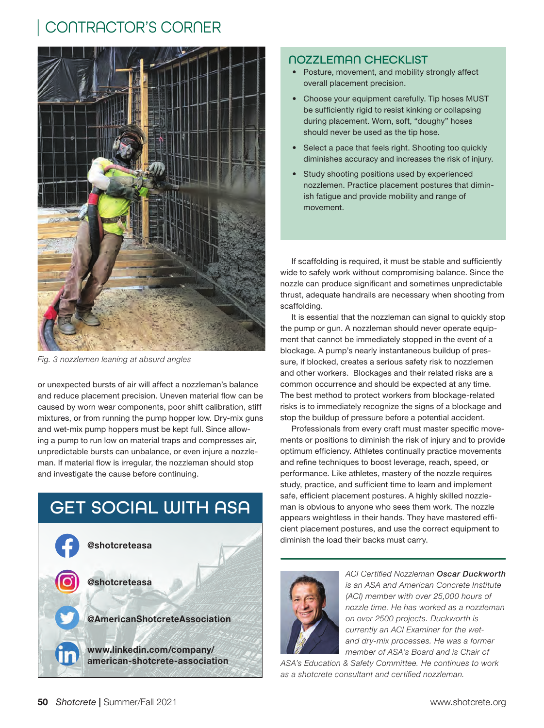## CONTRACTOR'S CORNER

Fig. 3 nozzlemen leaning at absurd angles

or unexpected bursts of air will affect a nozzleman's balance and reduce placement precision. Uneven material flow can be caused by worn wear components, poor shift calibration, stiff mixtures, or from running the pump hopper low. Dry-mix guns and wet-mix pump hoppers must be kept full. Since allowing a pump to run low on material traps and compresses air, unpredictable bursts can unbalance, or even injure a nozzleman. If material flow is irregular, the nozzleman should stop and investigate the cause before continuing.

## GET SOCIAL WITH ASA

- @shotcreteasa
- @shotcreteasa
- @AmericanShotcreteAssociation
- www.linkedin.com/company/american-shotcrete-association

### NOZZLEMAN CHECKLIST

- Posture, movement, and mobility strongly affect overall placement precision.
- Choose your equipment carefully. Tip hoses MUST be sufficiently rigid to resist kinking or collapsing during placement. Worn, soft, "doughy" hoses should never be used as the tip hose.
- Select a pace that feels right. Shooting too quickly diminishes accuracy and increases the risk of injury.
- Study shooting positions used by experienced nozzlemen. Practice placement postures that diminish fatigue and provide mobility and range of movement.

If scaffolding is required, it must be stable and sufficiently wide to safely work without compromising balance. Since the nozzle can produce significant and sometimes unpredictable thrust, adequate handrails are necessary when shooting from scaffolding.

It is essential that the nozzleman can signal to quickly stop the pump or gun. A nozzleman should never operate equipment that cannot be immediately stopped in the event of a blockage. A pump's nearly instantaneous buildup of pressure, if blocked, creates a serious safety risk to nozzlemen and other workers. Blockages and their related risks are a common occurrence and should be expected at any time. The best method to protect workers from blockage-related risks is to immediately recognize the signs of a blockage and stop the buildup of pressure before a potential accident.

Professionals from every craft must master specific movements or positions to diminish the risk of injury and to provide optimum efficiency. Athletes continually practice movements and refine techniques to boost leverage, reach, speed, or performance. Like athletes, mastery of the nozzle requires study, practice, and sufficient time to learn and implement safe, efficient placement postures. A highly skilled nozzleman is obvious to anyone who sees them work. The nozzle appears weightless in their hands. They have mastered efficient placement postures, and use the correct equipment to diminish the load their backs must carry.

*ACI Certified Nozzleman **Oscar Duckworth** is an ASA and American Concrete Institute (ACI) member with over 25,000 hours of nozzle time. He has worked as a nozzleman on over 2500 projects. Duckworth is currently an ACI Examiner for the wet- and dry-mix processes. He was a former member of ASA's Board and is Chair of ASA's Education & Safety Committee. He continues to work as a shotcrete consultant and certified nozzleman.*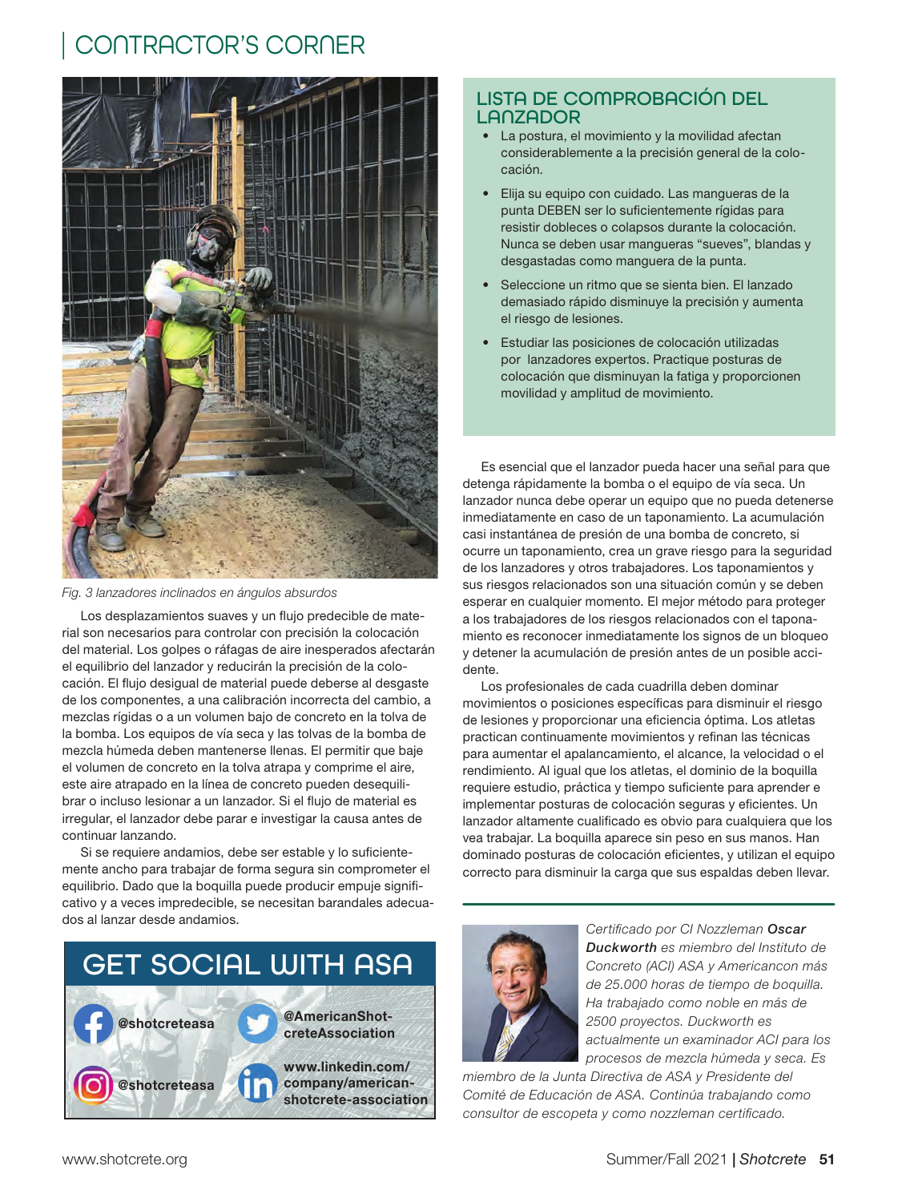Fig. 3 lanzadores inclinados en ángulos absurdos

Los desplazamientos suaves y un flujo predecible de material son necesarios para controlar con precisión la colocación del material. Los golpes o ráfagas de aire inesperados afectarán el equilibrio del lanzador y reducirán la precisión de la colocación. El flujo desigual de material puede deberse al desgaste de los componentes, a una calibración incorrecta del cambio, a mezclas rígidas o a un volumen bajo de concreto en la tolva de la bomba. Los equipos de vía seca y las tolvas de la bomba de mezcla húmeda deben mantenerse llenas. El permitir que baje el volumen de concreto en la tolva atrapa y comprime el aire, este aire atrapado en la línea de concreto pueden desequilibrar o incluso lesionar a un lanzador. Si el flujo de material es irregular, el lanzador debe parar e investigar la causa antes de continuar lanzando.

Si se requiere andamios, debe ser estable y lo suficientemente ancho para trabajar de forma segura sin comprometer el equilibrio. Dado que la boquilla puede producir empuje significativo y a veces impredecible, se necesitan barandales adecuados al lanzar desde andamios.

## GET SOCIAL WITH ASA

@shotcreteasa

@AmericanShotcreteAssociation

@shotcreteasa

www.linkedin.com/company/american-shotcrete-association

## LISTA DE COMPROBACIÓN DEL LANZADOR

- La postura, el movimiento y la movilidad afectan considerablemente a la precisión general de la colocación.
- Elija su equipo con cuidado. Las mangueras de la punta DEBEN ser lo suficientemente rígidas para resistir dobleces o colapsos durante la colocación. Nunca se deben usar mangueras "sueves", blandas y desgastadas como manguera de la punta.
- Seleccione un ritmo que se sienta bien. El lanzado demasiado rápido disminuye la precisión y aumenta el riesgo de lesiones.
- Estudiar las posiciones de colocación utilizadas por lanzadores expertos. Practique posturas de colocación que disminuyan la fatiga y proporcionen movilidad y amplitud de movimiento.

Es esencial que el lanzador pueda hacer una señal para que detenga rápidamente la bomba o el equipo de vía seca. Un lanzador nunca debe operar un equipo que no pueda detenerse inmediatamente en caso de un taponamiento. La acumulación casi instantánea de presión de una bomba de concreto, si ocurre un taponamiento, crea un grave riesgo para la seguridad de los lanzadores y otros trabajadores. Los taponamientos y sus riesgos relacionados son una situación común y se deben esperar en cualquier momento. El mejor método para proteger a los trabajadores de los riesgos relacionados con el taponamiento es reconocer inmediatamente los signos de un bloqueo y detener la acumulación de presión antes de un posible accidente.

Los profesionales de cada cuadrilla deben dominar movimientos o posiciones específicas para disminuir el riesgo de lesiones y proporcionar una eficiencia óptima. Los atletas practican continuamente movimientos y refinan las técnicas para aumentar el apalancamiento, el alcance, la velocidad o el rendimiento. Al igual que los atletas, el dominio de la boquilla requiere estudio, práctica y tiempo suficiente para aprender e implementar posturas de colocación seguras y eficientes. Un lanzador altamente cualificado es obvio para cualquiera que los vea trabajar. La boquilla aparece sin peso en sus manos. Han dominado posturas de colocación eficientes, y utilizan el equipo correcto para disminuir la carga que sus espaldas deben llevar.

---

*Certificado por CI Nozzleman **Oscar Duckworth** es miembro del Instituto de Concreto (ACI) ASA y Americancon más de 25.000 horas de tiempo de boquilla. Ha trabajado como noble en más de 2500 proyectos. Duckworth es actualmente un examinador ACI para los procesos de mezcla húmeda y seca. Es miembro de la Junta Directiva de ASA y Presidente del Comité de Educación de ASA. Continúa trabajando como consultor de escopeta y como nozzleman certificado.*